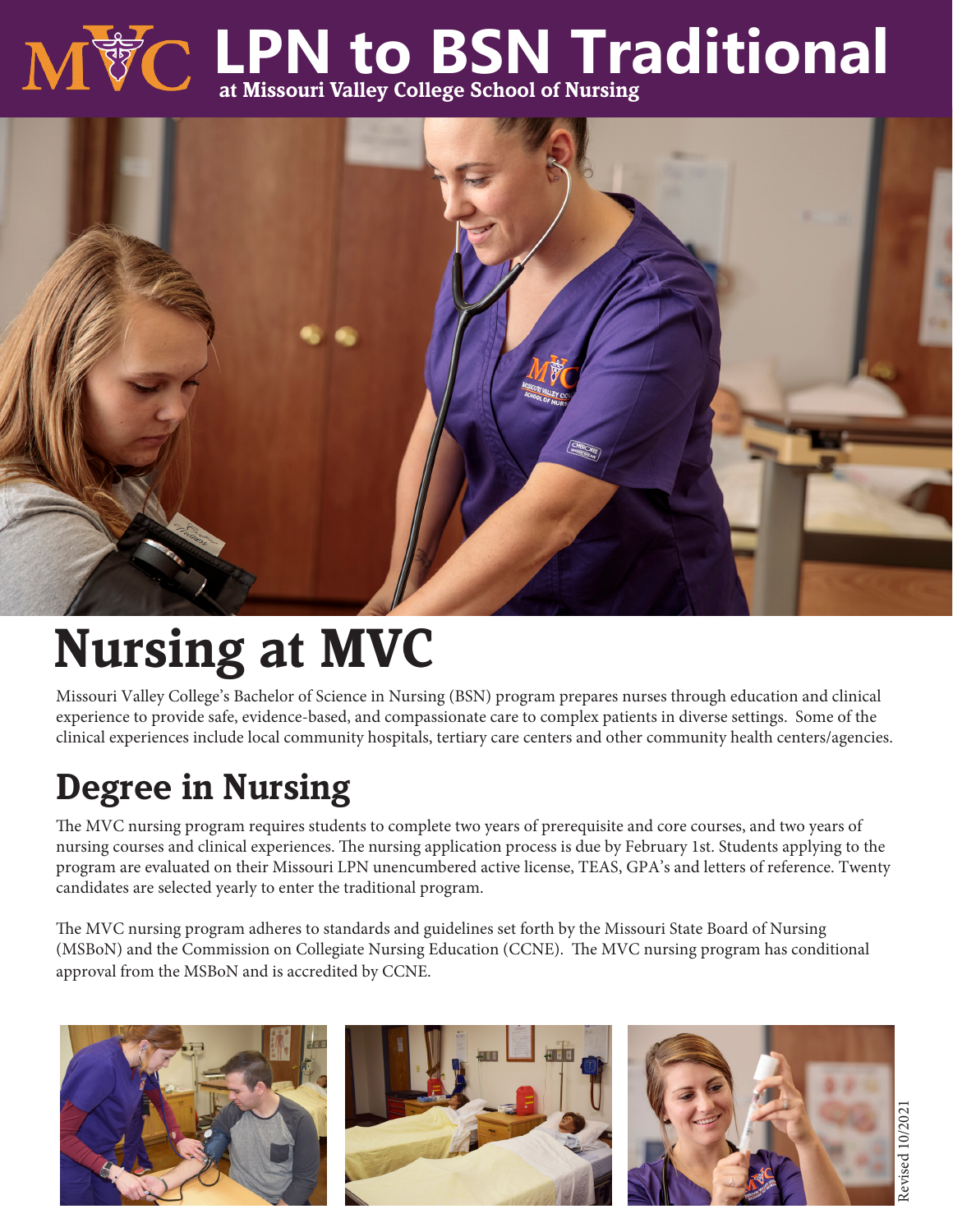# LPN to BSN Traditional

**at Missouri Valley College School of Nursing**

# Nursing at MVC

Missouri Valley College's Bachelor of Science in Nursing (BSN) program prepares nurses through education and clinical experience to provide safe, evidence-based, and compassionate care to complex patients in diverse settings. Some of the clinical experiences include local community hospitals, tertiary care centers and other community health centers/agencies.

## Degree in Nursing

The MVC nursing program requires students to complete two years of prerequisite and core courses, and two years of nursing courses and clinical experiences. The nursing application process is due by February 1st. Students applying to the program are evaluated on their Missouri LPN unencumbered active license, TEAS, GPA's and letters of reference. Twenty candidates are selected yearly to enter the traditional program.

The MVC nursing program adheres to standards and guidelines set forth by the Missouri State Board of Nursing (MSBoN) and the Commission on Collegiate Nursing Education (CCNE). The MVC nursing program has conditional approval from the MSBoN and is accredited by CCNE.

Revised 10/2021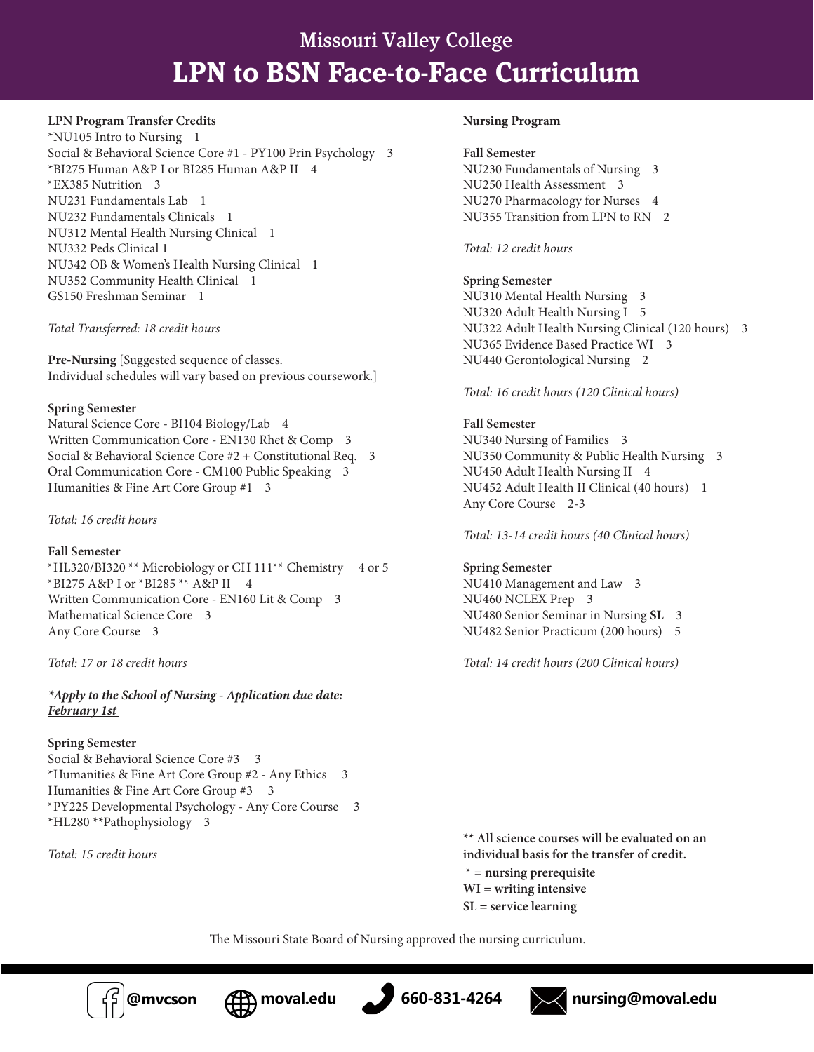## Missouri Valley College

# LPN to BSN Face-to-Face Curriculum

**LPN Program Transfer Credits**

*NU105 Intro to Nursing 1
Social & Behavioral Science Core #1 - PY100 Prin Psychology 3
*BI275 Human A&P I or BI285 Human A&P II 4
*EX385 Nutrition 3
NU231 Fundamentals Lab 1
NU232 Fundamentals Clinicals 1
NU312 Mental Health Nursing Clinical 1
NU332 Peds Clinical 1
NU342 OB & Women's Health Nursing Clinical 1
NU352 Community Health Clinical 1
GS150 Freshman Seminar 1

*Total Transferred: 18 credit hours*

**Pre-Nursing** [Suggested sequence of classes. Individual schedules will vary based on previous coursework.]

**Spring Semester**

Natural Science Core - BI104 Biology/Lab 4
Written Communication Core - EN130 Rhet & Comp 3
Social & Behavioral Science Core #2 + Constitutional Req. 3
Oral Communication Core - CM100 Public Speaking 3
Humanities & Fine Art Core Group #1 3

*Total: 16 credit hours*

**Fall Semester**

*HL320/BI320 ** Microbiology or CH 111** Chemistry 4 or 5
*BI275 A&P I or *BI285 ** A&P II 4
Written Communication Core - EN160 Lit & Comp 3
Mathematical Science Core 3
Any Core Course 3

*Total: 17 or 18 credit hours*

***Apply to the School of Nursing - Application due date: <u>February 1st</u>***

**Spring Semester**

Social & Behavioral Science Core #3 3
*Humanities & Fine Art Core Group #2 - Any Ethics 3
Humanities & Fine Art Core Group #3 3
*PY225 Developmental Psychology - Any Core Course 3
*HL280 **Pathophysiology 3

*Total: 15 credit hours*

**Nursing Program**

**Fall Semester**

NU230 Fundamentals of Nursing 3
NU250 Health Assessment 3
NU270 Pharmacology for Nurses 4
NU355 Transition from LPN to RN 2

*Total: 12 credit hours*

**Spring Semester**

NU310 Mental Health Nursing 3
NU320 Adult Health Nursing I 5
NU322 Adult Health Nursing Clinical (120 hours) 3
NU365 Evidence Based Practice WI 3
NU440 Gerontological Nursing 2

*Total: 16 credit hours (120 Clinical hours)*

**Fall Semester**

NU340 Nursing of Families 3
NU350 Community & Public Health Nursing 3
NU450 Adult Health Nursing II 4
NU452 Adult Health II Clinical (40 hours) 1
Any Core Course 2-3

*Total: 13-14 credit hours (40 Clinical hours)*

**Spring Semester**

NU410 Management and Law 3
NU460 NCLEX Prep 3
NU480 Senior Seminar in Nursing **SL** 3
NU482 Senior Practicum (200 hours) 5

*Total: 14 credit hours (200 Clinical hours)*

**** All science courses will be evaluated on an individual basis for the transfer of credit.**
*** = nursing prerequisite**
**WI = writing intensive**
**SL = service learning**

The Missouri State Board of Nursing approved the nursing curriculum.

**@mvcson** **moval.edu** **660-831-4264** **nursing@moval.edu**